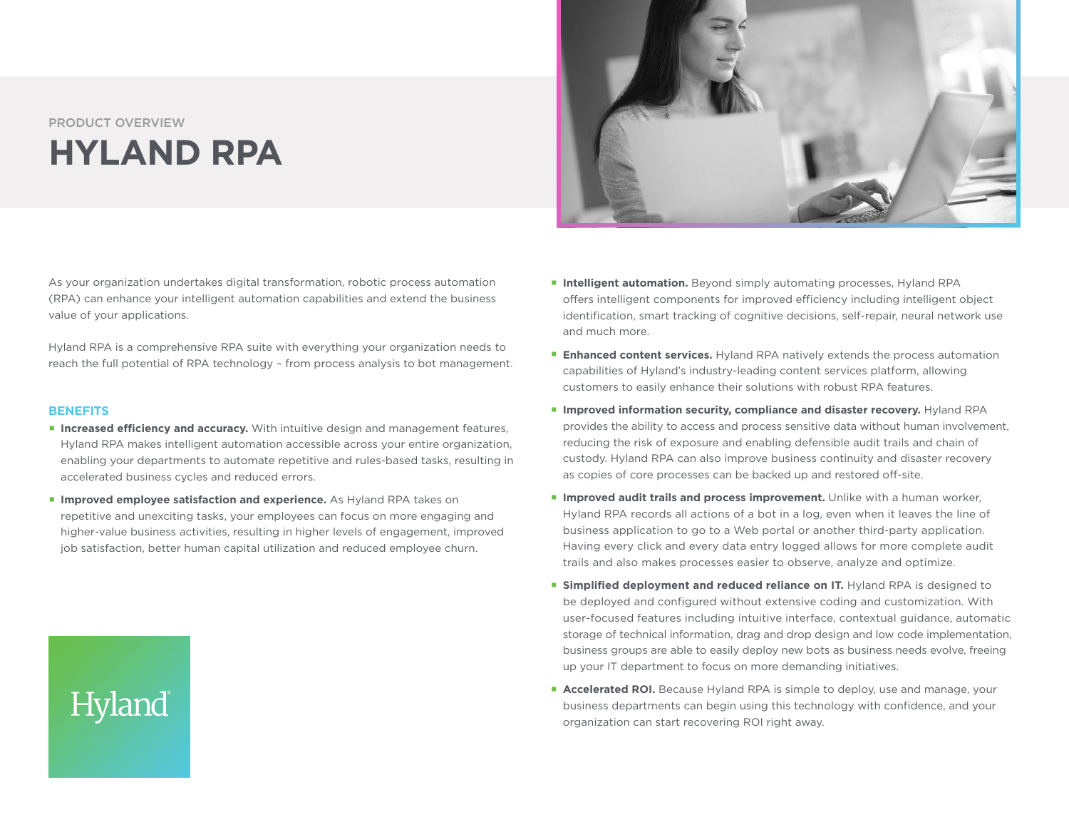PRODUCT OVERVIEW

# HYLAND RPA

As your organization undertakes digital transformation, robotic process automation (RPA) can enhance your intelligent automation capabilities and extend the business value of your applications.

Hyland RPA is a comprehensive RPA suite with everything your organization needs to reach the full potential of RPA technology – from process analysis to bot management.

## BENEFITS

- **Increased efficiency and accuracy.** With intuitive design and management features, Hyland RPA makes intelligent automation accessible across your entire organization, enabling your departments to automate repetitive and rules-based tasks, resulting in accelerated business cycles and reduced errors.
- **Improved employee satisfaction and experience.** As Hyland RPA takes on repetitive and unexciting tasks, your employees can focus on more engaging and higher-value business activities, resulting in higher levels of engagement, improved job satisfaction, better human capital utilization and reduced employee churn.
- **Intelligent automation.** Beyond simply automating processes, Hyland RPA offers intelligent components for improved efficiency including intelligent object identification, smart tracking of cognitive decisions, self-repair, neural network use and much more.
- **Enhanced content services.** Hyland RPA natively extends the process automation capabilities of Hyland's industry-leading content services platform, allowing customers to easily enhance their solutions with robust RPA features.
- **Improved information security, compliance and disaster recovery.** Hyland RPA provides the ability to access and process sensitive data without human involvement, reducing the risk of exposure and enabling defensible audit trails and chain of custody. Hyland RPA can also improve business continuity and disaster recovery as copies of core processes can be backed up and restored off-site.
- **Improved audit trails and process improvement.** Unlike with a human worker, Hyland RPA records all actions of a bot in a log, even when it leaves the line of business application to go to a Web portal or another third-party application. Having every click and every data entry logged allows for more complete audit trails and also makes processes easier to observe, analyze and optimize.
- **Simplified deployment and reduced reliance on IT.** Hyland RPA is designed to be deployed and configured without extensive coding and customization. With user-focused features including intuitive interface, contextual guidance, automatic storage of technical information, drag and drop design and low code implementation, business groups are able to easily deploy new bots as business needs evolve, freeing up your IT department to focus on more demanding initiatives.
- **Accelerated ROI.** Because Hyland RPA is simple to deploy, use and manage, your business departments can begin using this technology with confidence, and your organization can start recovering ROI right away.

Hyland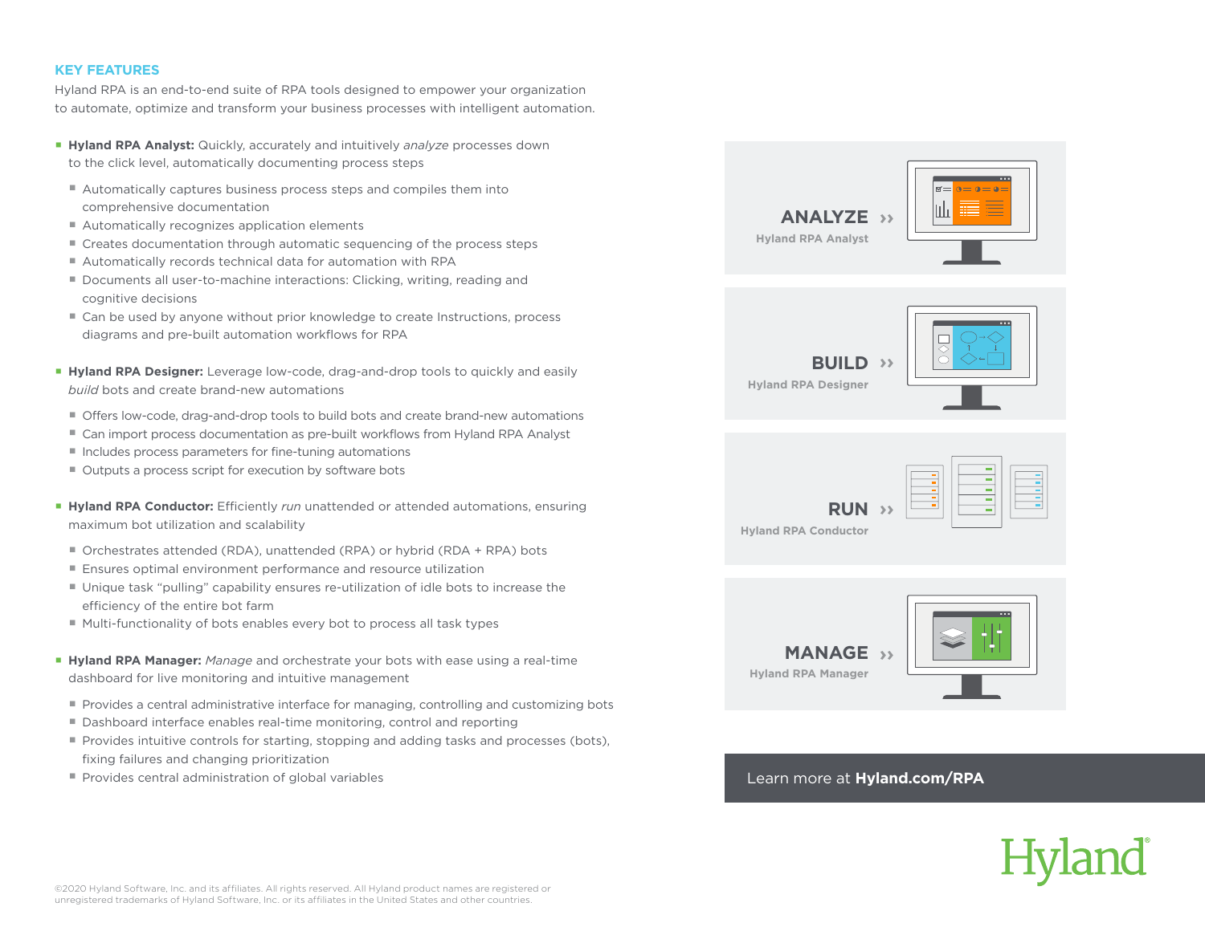## KEY FEATURES

Hyland RPA is an end-to-end suite of RPA tools designed to empower your organization to automate, optimize and transform your business processes with intelligent automation.

- **Hyland RPA Analyst:** Quickly, accurately and intuitively *analyze* processes down to the click level, automatically documenting process steps
  - Automatically captures business process steps and compiles them into comprehensive documentation
  - Automatically recognizes application elements
  - Creates documentation through automatic sequencing of the process steps
  - Automatically records technical data for automation with RPA
  - Documents all user-to-machine interactions: Clicking, writing, reading and cognitive decisions
  - Can be used by anyone without prior knowledge to create Instructions, process diagrams and pre-built automation workflows for RPA
- **Hyland RPA Designer:** Leverage low-code, drag-and-drop tools to quickly and easily *build* bots and create brand-new automations
  - Offers low-code, drag-and-drop tools to build bots and create brand-new automations
  - Can import process documentation as pre-built workflows from Hyland RPA Analyst
  - Includes process parameters for fine-tuning automations
  - Outputs a process script for execution by software bots
- **Hyland RPA Conductor:** Efficiently *run* unattended or attended automations, ensuring maximum bot utilization and scalability
  - Orchestrates attended (RDA), unattended (RPA) or hybrid (RDA + RPA) bots
  - Ensures optimal environment performance and resource utilization
  - Unique task "pulling" capability ensures re-utilization of idle bots to increase the efficiency of the entire bot farm
  - Multi-functionality of bots enables every bot to process all task types
- **Hyland RPA Manager:** *Manage* and orchestrate your bots with ease using a real-time dashboard for live monitoring and intuitive management
  - Provides a central administrative interface for managing, controlling and customizing bots
  - Dashboard interface enables real-time monitoring, control and reporting
  - Provides intuitive controls for starting, stopping and adding tasks and processes (bots), fixing failures and changing prioritization
  - Provides central administration of global variables

**ANALYZE ››**
Hyland RPA Analyst

**BUILD ››**
Hyland RPA Designer

**RUN ››**
Hyland RPA Conductor

**MANAGE ››**
Hyland RPA Manager

Learn more at **Hyland.com/RPA**

Hyland®

©2020 Hyland Software, Inc. and its affiliates. All rights reserved. All Hyland product names are registered or unregistered trademarks of Hyland Software, Inc. or its affiliates in the United States and other countries.